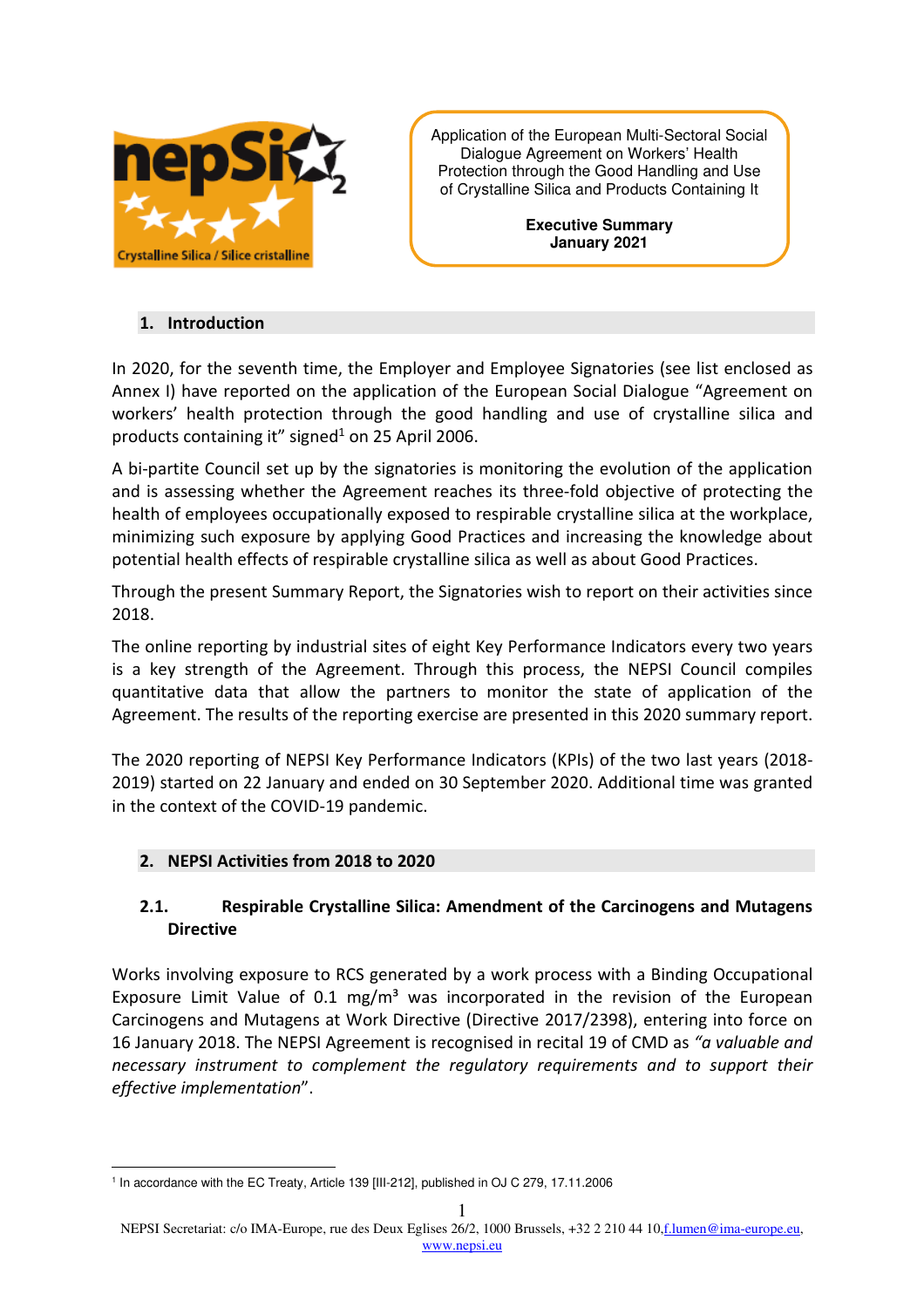Application of the European Multi-Sectoral Social Dialogue Agreement on Workers' Health Protection through the Good Handling and Use of Crystalline Silica and Products Containing It

**Executive Summary**
**January 2021**

## 1. Introduction

In 2020, for the seventh time, the Employer and Employee Signatories (see list enclosed as Annex I) have reported on the application of the European Social Dialogue "Agreement on workers' health protection through the good handling and use of crystalline silica and products containing it" signed[1] on 25 April 2006.

A bi-partite Council set up by the signatories is monitoring the evolution of the application and is assessing whether the Agreement reaches its three-fold objective of protecting the health of employees occupationally exposed to respirable crystalline silica at the workplace, minimizing such exposure by applying Good Practices and increasing the knowledge about potential health effects of respirable crystalline silica as well as about Good Practices.

Through the present Summary Report, the Signatories wish to report on their activities since 2018.

The online reporting by industrial sites of eight Key Performance Indicators every two years is a key strength of the Agreement. Through this process, the NEPSI Council compiles quantitative data that allow the partners to monitor the state of application of the Agreement. The results of the reporting exercise are presented in this 2020 summary report.

The 2020 reporting of NEPSI Key Performance Indicators (KPIs) of the two last years (2018-2019) started on 22 January and ended on 30 September 2020. Additional time was granted in the context of the COVID-19 pandemic.

## 2. NEPSI Activities from 2018 to 2020

### 2.1. Respirable Crystalline Silica: Amendment of the Carcinogens and Mutagens Directive

Works involving exposure to RCS generated by a work process with a Binding Occupational Exposure Limit Value of 0.1 mg/m³ was incorporated in the revision of the European Carcinogens and Mutagens at Work Directive (Directive 2017/2398), entering into force on 16 January 2018. The NEPSI Agreement is recognised in recital 19 of CMD as *"a valuable and necessary instrument to complement the regulatory requirements and to support their effective implementation*".

---

[1] In accordance with the EC Treaty, Article 139 [III-212], published in OJ C 279, 17.11.2006

NEPSI Secretariat: c/o IMA-Europe, rue des Deux Eglises 26/2, 1000 Brussels, +32 2 210 44 10, f.lumen@ima-europe.eu, www.nepsi.eu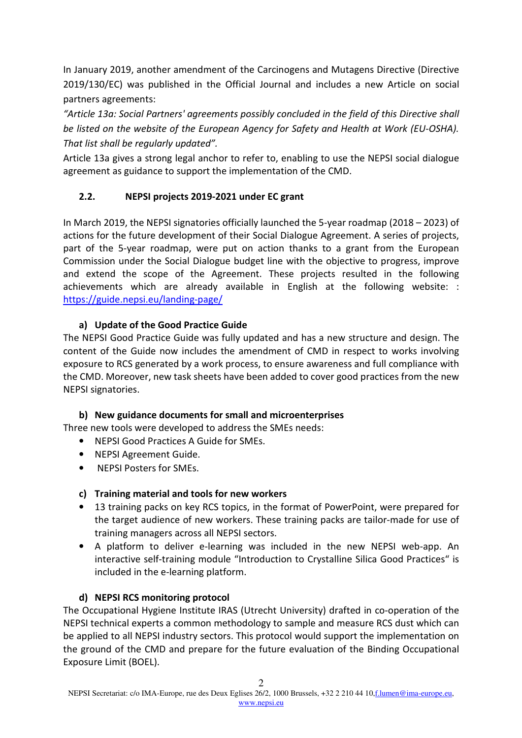In January 2019, another amendment of the Carcinogens and Mutagens Directive (Directive 2019/130/EC) was published in the Official Journal and includes a new Article on social partners agreements:

*"Article 13a: Social Partners' agreements possibly concluded in the field of this Directive shall be listed on the website of the European Agency for Safety and Health at Work (EU-OSHA). That list shall be regularly updated".*

Article 13a gives a strong legal anchor to refer to, enabling to use the NEPSI social dialogue agreement as guidance to support the implementation of the CMD.

### 2.2. NEPSI projects 2019-2021 under EC grant

In March 2019, the NEPSI signatories officially launched the 5-year roadmap (2018 – 2023) of actions for the future development of their Social Dialogue Agreement. A series of projects, part of the 5-year roadmap, were put on action thanks to a grant from the European Commission under the Social Dialogue budget line with the objective to progress, improve and extend the scope of the Agreement. These projects resulted in the following achievements which are already available in English at the following website: : [https://guide.nepsi.eu/landing-page/](https://guide.nepsi.eu/landing-page/)

#### a) Update of the Good Practice Guide

The NEPSI Good Practice Guide was fully updated and has a new structure and design. The content of the Guide now includes the amendment of CMD in respect to works involving exposure to RCS generated by a work process, to ensure awareness and full compliance with the CMD. Moreover, new task sheets have been added to cover good practices from the new NEPSI signatories.

#### b) New guidance documents for small and microenterprises

Three new tools were developed to address the SMEs needs:

- NEPSI Good Practices A Guide for SMEs.
- NEPSI Agreement Guide.
- NEPSI Posters for SMEs.

#### c) Training material and tools for new workers

- 13 training packs on key RCS topics, in the format of PowerPoint, were prepared for the target audience of new workers. These training packs are tailor-made for use of training managers across all NEPSI sectors.
- A platform to deliver e-learning was included in the new NEPSI web-app. An interactive self-training module "Introduction to Crystalline Silica Good Practices" is included in the e-learning platform.

#### d) NEPSI RCS monitoring protocol

The Occupational Hygiene Institute IRAS (Utrecht University) drafted in co-operation of the NEPSI technical experts a common methodology to sample and measure RCS dust which can be applied to all NEPSI industry sectors. This protocol would support the implementation on the ground of the CMD and prepare for the future evaluation of the Binding Occupational Exposure Limit (BOEL).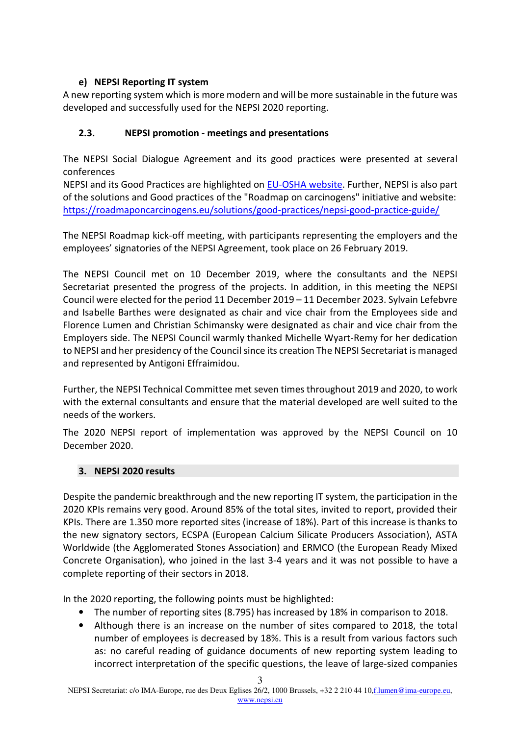#### e) NEPSI Reporting IT system

A new reporting system which is more modern and will be more sustainable in the future was developed and successfully used for the NEPSI 2020 reporting.

### 2.3. NEPSI promotion - meetings and presentations

The NEPSI Social Dialogue Agreement and its good practices were presented at several conferences

NEPSI and its Good Practices are highlighted on [EU-OSHA website](). Further, NEPSI is also part of the solutions and Good practices of the "Roadmap on carcinogens" initiative and website: https://roadmaponcarcinogens.eu/solutions/good-practices/nepsi-good-practice-guide/

The NEPSI Roadmap kick-off meeting, with participants representing the employers and the employees' signatories of the NEPSI Agreement, took place on 26 February 2019.

The NEPSI Council met on 10 December 2019, where the consultants and the NEPSI Secretariat presented the progress of the projects. In addition, in this meeting the NEPSI Council were elected for the period 11 December 2019 – 11 December 2023. Sylvain Lefebvre and Isabelle Barthes were designated as chair and vice chair from the Employees side and Florence Lumen and Christian Schimansky were designated as chair and vice chair from the Employers side. The NEPSI Council warmly thanked Michelle Wyart-Remy for her dedication to NEPSI and her presidency of the Council since its creation The NEPSI Secretariat is managed and represented by Antigoni Effraimidou.

Further, the NEPSI Technical Committee met seven times throughout 2019 and 2020, to work with the external consultants and ensure that the material developed are well suited to the needs of the workers.

The 2020 NEPSI report of implementation was approved by the NEPSI Council on 10 December 2020.

## 3. NEPSI 2020 results

Despite the pandemic breakthrough and the new reporting IT system, the participation in the 2020 KPIs remains very good. Around 85% of the total sites, invited to report, provided their KPIs. There are 1.350 more reported sites (increase of 18%). Part of this increase is thanks to the new signatory sectors, ECSPA (European Calcium Silicate Producers Association), ASTA Worldwide (the Agglomerated Stones Association) and ERMCO (the European Ready Mixed Concrete Organisation), who joined in the last 3-4 years and it was not possible to have a complete reporting of their sectors in 2018.

In the 2020 reporting, the following points must be highlighted:

- The number of reporting sites (8.795) has increased by 18% in comparison to 2018.
- Although there is an increase on the number of sites compared to 2018, the total number of employees is decreased by 18%. This is a result from various factors such as: no careful reading of guidance documents of new reporting system leading to incorrect interpretation of the specific questions, the leave of large-sized companies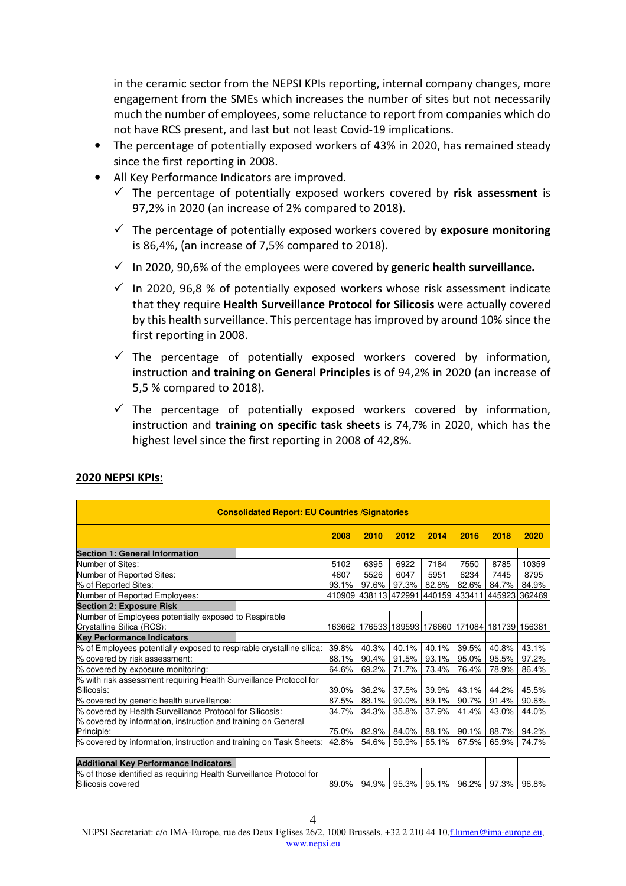in the ceramic sector from the NEPSI KPIs reporting, internal company changes, more engagement from the SMEs which increases the number of sites but not necessarily much the number of employees, some reluctance to report from companies which do not have RCS present, and last but not least Covid-19 implications.

- The percentage of potentially exposed workers of 43% in 2020, has remained steady since the first reporting in 2008.
- All Key Performance Indicators are improved.
  - ✓ The percentage of potentially exposed workers covered by **risk assessment** is 97,2% in 2020 (an increase of 2% compared to 2018).
  - ✓ The percentage of potentially exposed workers covered by **exposure monitoring** is 86,4%, (an increase of 7,5% compared to 2018).
  - ✓ In 2020, 90,6% of the employees were covered by **generic health surveillance.**
  - ✓ In 2020, 96,8 % of potentially exposed workers whose risk assessment indicate that they require **Health Surveillance Protocol for Silicosis** were actually covered by this health surveillance. This percentage has improved by around 10% since the first reporting in 2008.
  - ✓ The percentage of potentially exposed workers covered by information, instruction and **training on General Principles** is of 94,2% in 2020 (an increase of 5,5 % compared to 2018).
  - ✓ The percentage of potentially exposed workers covered by information, instruction and **training on specific task sheets** is 74,7% in 2020, which has the highest level since the first reporting in 2008 of 42,8%.

## 2020 NEPSI KPIs:

| Consolidated Report: EU Countries /Signatories | | | | | | | |
|---|---|---|---|---|---|---|---|
| | 2008 | 2010 | 2012 | 2014 | 2016 | 2018 | 2020 |
| **Section 1: General Information** | | | | | | | |
| Number of Sites: | 5102 | 6395 | 6922 | 7184 | 7550 | 8785 | 10359 |
| Number of Reported Sites: | 4607 | 5526 | 6047 | 5951 | 6234 | 7445 | 8795 |
| % of Reported Sites: | 93.1% | 97.6% | 97.3% | 82.8% | 82.6% | 84.7% | 84.9% |
| Number of Reported Employees: | 410909 | 438113 | 472991 | 440159 | 433411 | 445923 | 362469 |
| **Section 2: Exposure Risk** | | | | | | | |
| Number of Employees potentially exposed to Respirable Crystalline Silica (RCS): | 163662 | 176533 | 189593 | 176660 | 171084 | 181739 | 156381 |
| **Key Performance Indicators** | | | | | | | |
| % of Employees potentially exposed to respirable crystalline silica: | 39.8% | 40.3% | 40.1% | 40.1% | 39.5% | 40.8% | 43.1% |
| % covered by risk assessment: | 88.1% | 90.4% | 91.5% | 93.1% | 95.0% | 95.5% | 97.2% |
| % covered by exposure monitoring: | 64.6% | 69.2% | 71.7% | 73.4% | 76.4% | 78.9% | 86.4% |
| % with risk assessment requiring Health Surveillance Protocol for Silicosis: | 39.0% | 36.2% | 37.5% | 39.9% | 43.1% | 44.2% | 45.5% |
| % covered by generic health surveillance: | 87.5% | 88.1% | 90.0% | 89.1% | 90.7% | 91.4% | 90.6% |
| % covered by Health Surveillance Protocol for Silicosis: | 34.7% | 34.3% | 35.8% | 37.9% | 41.4% | 43.0% | 44.0% |
| % covered by information, instruction and training on General Principle: | 75.0% | 82.9% | 84.0% | 88.1% | 90.1% | 88.7% | 94.2% |
| % covered by information, instruction and training on Task Sheets: | 42.8% | 54.6% | 59.9% | 65.1% | 67.5% | 65.9% | 74.7% |
| **Additional Key Performance Indicators** | | | | | | | |
| % of those identified as requiring Health Surveillance Protocol for Silicosis covered | 89.0% | 94.9% | 95.3% | 95.1% | 96.2% | 97.3% | 96.8% |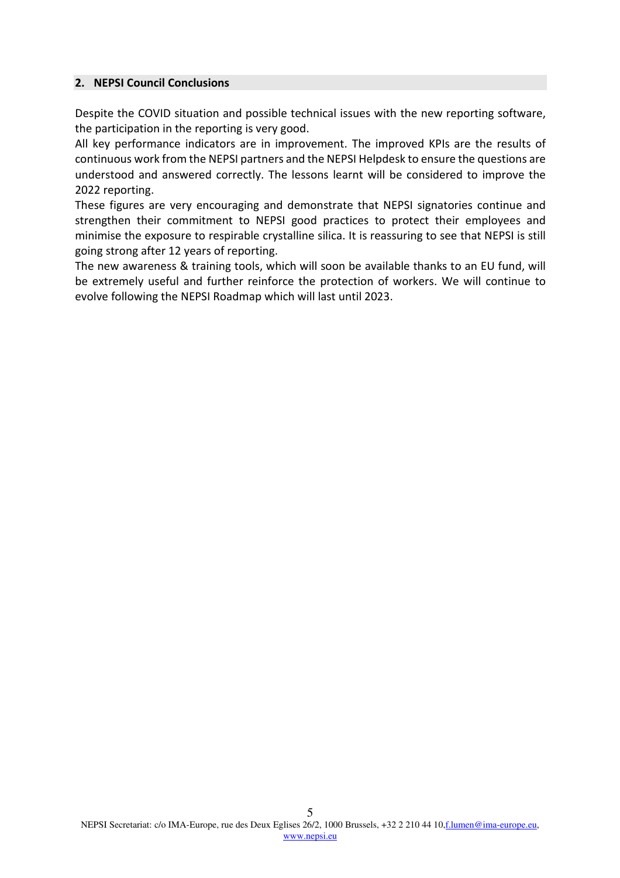## 2. NEPSI Council Conclusions

Despite the COVID situation and possible technical issues with the new reporting software, the participation in the reporting is very good.

All key performance indicators are in improvement. The improved KPIs are the results of continuous work from the NEPSI partners and the NEPSI Helpdesk to ensure the questions are understood and answered correctly. The lessons learnt will be considered to improve the 2022 reporting.

These figures are very encouraging and demonstrate that NEPSI signatories continue and strengthen their commitment to NEPSI good practices to protect their employees and minimise the exposure to respirable crystalline silica. It is reassuring to see that NEPSI is still going strong after 12 years of reporting.

The new awareness & training tools, which will soon be available thanks to an EU fund, will be extremely useful and further reinforce the protection of workers. We will continue to evolve following the NEPSI Roadmap which will last until 2023.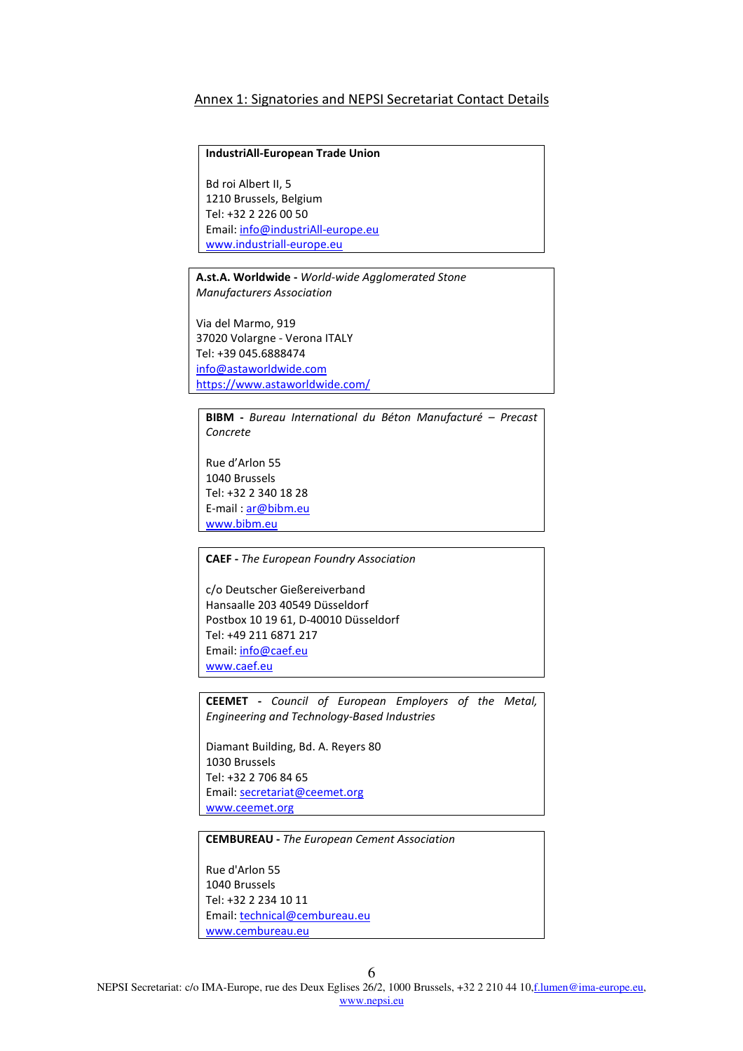## Annex 1: Signatories and NEPSI Secretariat Contact Details

**IndustriAll-European Trade Union**

Bd roi Albert II, 5
1210 Brussels, Belgium
Tel: +32 2 226 00 50
Email: info@industriAll-europe.eu
www.industriall-europe.eu

**A.st.A. Worldwide** - *World-wide Agglomerated Stone Manufacturers Association*

Via del Marmo, 919
37020 Volargne - Verona ITALY
Tel: +39 045.6888474
info@astaworldwide.com
https://www.astaworldwide.com/

**BIBM** - *Bureau International du Béton Manufacturé – Precast Concrete*

Rue d'Arlon 55
1040 Brussels
Tel: +32 2 340 18 28
E-mail : ar@bibm.eu
www.bibm.eu

**CAEF** - *The European Foundry Association*

c/o Deutscher Gießereiverband
Hansaalle 203 40549 Düsseldorf
Postbox 10 19 61, D-40010 Düsseldorf
Tel: +49 211 6871 217
Email: info@caef.eu
www.caef.eu

**CEEMET** - *Council of European Employers of the Metal, Engineering and Technology-Based Industries*

Diamant Building, Bd. A. Reyers 80
1030 Brussels
Tel: +32 2 706 84 65
Email: secretariat@ceemet.org
www.ceemet.org

**CEMBUREAU** - *The European Cement Association*

Rue d'Arlon 55
1040 Brussels
Tel: +32 2 234 10 11
Email: technical@cembureau.eu
www.cembureau.eu

NEPSI Secretariat: c/o IMA-Europe, rue des Deux Eglises 26/2, 1000 Brussels, +32 2 210 44 10, f.lumen@ima-europe.eu, www.nepsi.eu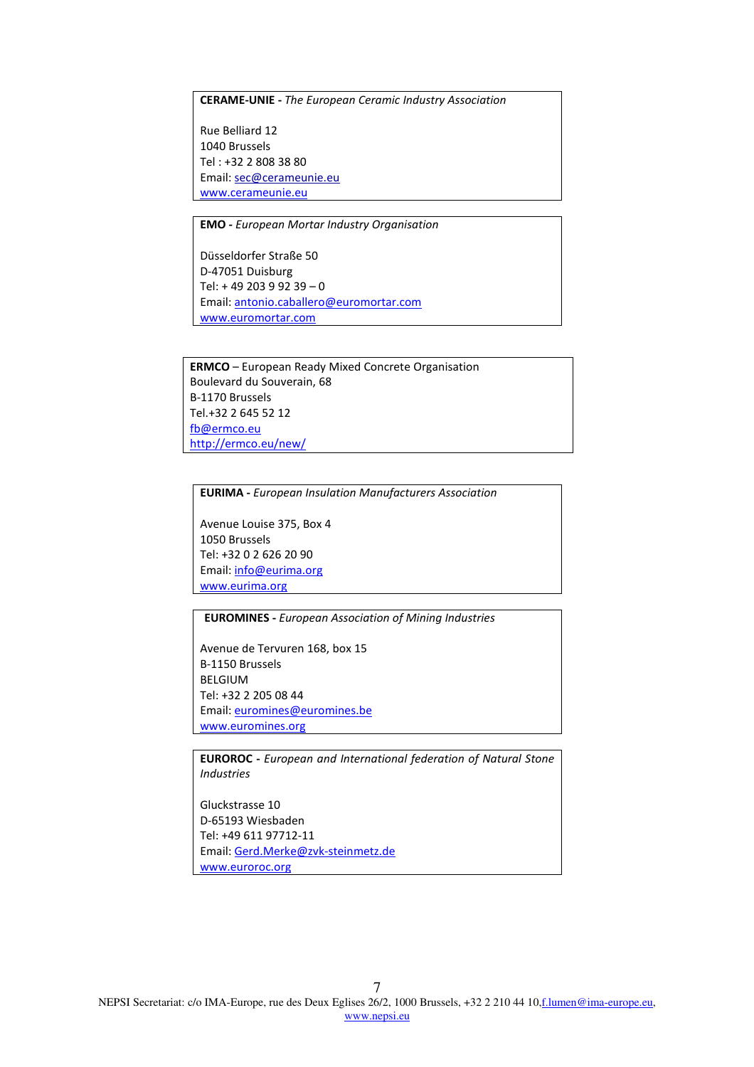**CERAME-UNIE -** *The European Ceramic Industry Association*

Rue Belliard 12
1040 Brussels
Tel : +32 2 808 38 80
Email: sec@cerameunie.eu
www.cerameunie.eu

**EMO -** *European Mortar Industry Organisation*

Düsseldorfer Straße 50
D-47051 Duisburg
Tel: + 49 203 9 92 39 – 0
Email: antonio.caballero@euromortar.com
www.euromortar.com

**ERMCO** – European Ready Mixed Concrete Organisation
Boulevard du Souverain, 68
B-1170 Brussels
Tel.+32 2 645 52 12
fb@ermco.eu
http://ermco.eu/new/

**EURIMA -** *European Insulation Manufacturers Association*

Avenue Louise 375, Box 4
1050 Brussels
Tel: +32 0 2 626 20 90
Email: info@eurima.org
www.eurima.org

**EUROMINES -** *European Association of Mining Industries*

Avenue de Tervuren 168, box 15
B-1150 Brussels
BELGIUM
Tel: +32 2 205 08 44
Email: euromines@euromines.be
www.euromines.org

**EUROROC -** *European and International federation of Natural Stone Industries*

Gluckstrasse 10
D-65193 Wiesbaden
Tel: +49 611 97712-11
Email: Gerd.Merke@zvk-steinmetz.de
www.euroroc.org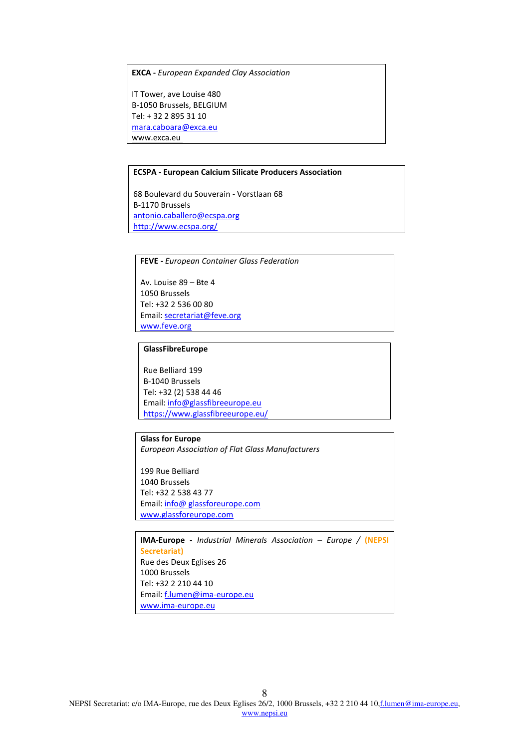**EXCA -** *European Expanded Clay Association*

IT Tower, ave Louise 480
B-1050 Brussels, BELGIUM
Tel: + 32 2 895 31 10
mara.caboara@exca.eu
www.exca.eu

---

**ECSPA - European Calcium Silicate Producers Association**

68 Boulevard du Souverain - Vorstlaan 68
B-1170 Brussels
antonio.caballero@ecspa.org
http://www.ecspa.org/

---

**FEVE -** *European Container Glass Federation*

Av. Louise 89 – Bte 4
1050 Brussels
Tel: +32 2 536 00 80
Email: secretariat@feve.org
www.feve.org

---

**GlassFibreEurope**

Rue Belliard 199
B-1040 Brussels
Tel: +32 (2) 538 44 46
Email: info@glassfibreeurope.eu
https://www.glassfibreeurope.eu/

---

**Glass for Europe**
*European Association of Flat Glass Manufacturers*

199 Rue Belliard
1040 Brussels
Tel: +32 2 538 43 77
Email: info@ glassforeurope.com
www.glassforeurope.com

---

**IMA-Europe -** *Industrial Minerals Association – Europe* / **(NEPSI Secretariat)**
Rue des Deux Eglises 26
1000 Brussels
Tel: +32 2 210 44 10
Email: f.lumen@ima-europe.eu
www.ima-europe.eu

NEPSI Secretariat: c/o IMA-Europe, rue des Deux Eglises 26/2, 1000 Brussels, +32 2 210 44 10, f.lumen@ima-europe.eu, www.nepsi.eu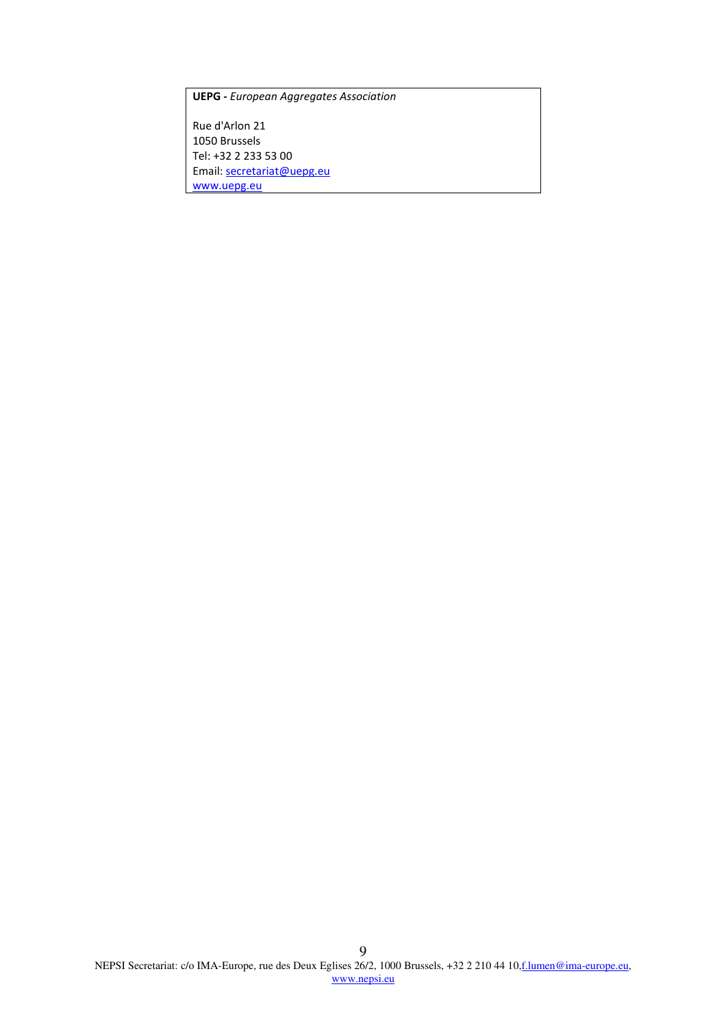**UEPG -** *European Aggregates Association*

Rue d'Arlon 21
1050 Brussels
Tel: +32 2 233 53 00
Email: secretariat@uepg.eu
www.uepg.eu